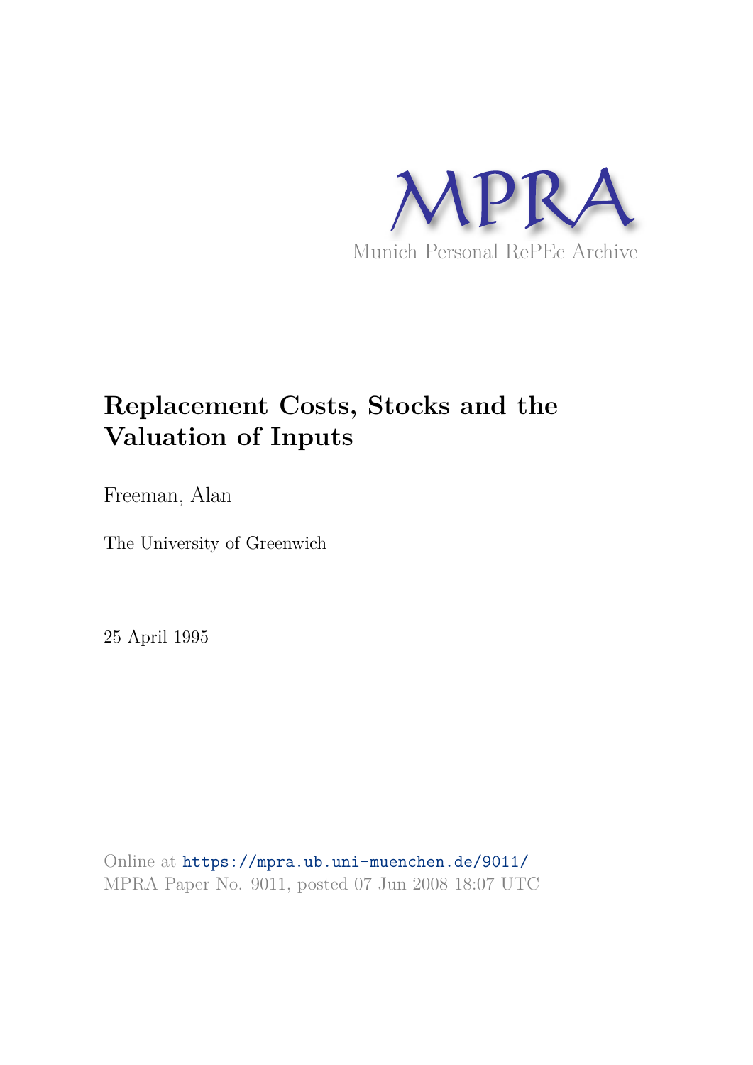MPRA

Munich Personal RePEc Archive

# Replacement Costs, Stocks and the Valuation of Inputs

Freeman, Alan

The University of Greenwich

25 April 1995

Online at https://mpra.ub.uni-muenchen.de/9011/
MPRA Paper No. 9011, posted 07 Jun 2008 18:07 UTC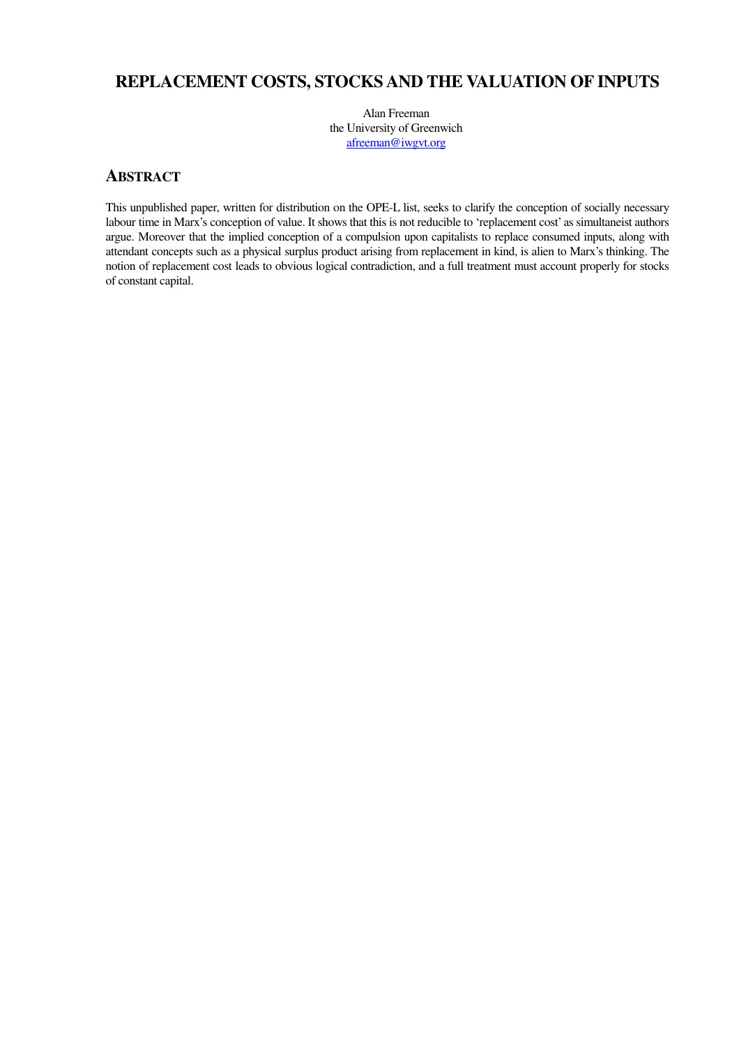# REPLACEMENT COSTS, STOCKS AND THE VALUATION OF INPUTS

Alan Freeman
the University of Greenwich
afreeman@iwgvt.org

## ABSTRACT

This unpublished paper, written for distribution on the OPE-L list, seeks to clarify the conception of socially necessary labour time in Marx's conception of value. It shows that this is not reducible to 'replacement cost' as simultaneist authors argue. Moreover that the implied conception of a compulsion upon capitalists to replace consumed inputs, along with attendant concepts such as a physical surplus product arising from replacement in kind, is alien to Marx's thinking. The notion of replacement cost leads to obvious logical contradiction, and a full treatment must account properly for stocks of constant capital.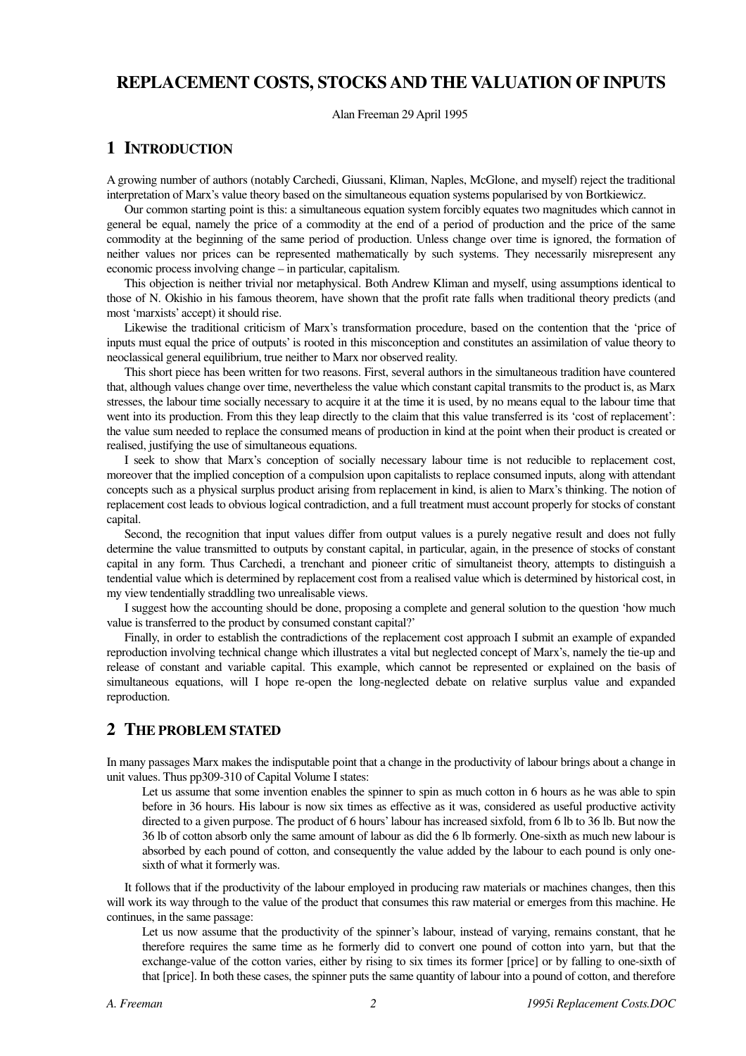# REPLACEMENT COSTS, STOCKS AND THE VALUATION OF INPUTS

Alan Freeman 29 April 1995

## 1 INTRODUCTION

A growing number of authors (notably Carchedi, Giussani, Kliman, Naples, McGlone, and myself) reject the traditional interpretation of Marx's value theory based on the simultaneous equation systems popularised by von Bortkiewicz.

Our common starting point is this: a simultaneous equation system forcibly equates two magnitudes which cannot in general be equal, namely the price of a commodity at the end of a period of production and the price of the same commodity at the beginning of the same period of production. Unless change over time is ignored, the formation of neither values nor prices can be represented mathematically by such systems. They necessarily misrepresent any economic process involving change – in particular, capitalism.

This objection is neither trivial nor metaphysical. Both Andrew Kliman and myself, using assumptions identical to those of N. Okishio in his famous theorem, have shown that the profit rate falls when traditional theory predicts (and most 'marxists' accept) it should rise.

Likewise the traditional criticism of Marx's transformation procedure, based on the contention that the 'price of inputs must equal the price of outputs' is rooted in this misconception and constitutes an assimilation of value theory to neoclassical general equilibrium, true neither to Marx nor observed reality.

This short piece has been written for two reasons. First, several authors in the simultaneous tradition have countered that, although values change over time, nevertheless the value which constant capital transmits to the product is, as Marx stresses, the labour time socially necessary to acquire it at the time it is used, by no means equal to the labour time that went into its production. From this they leap directly to the claim that this value transferred is its 'cost of replacement': the value sum needed to replace the consumed means of production in kind at the point when their product is created or realised, justifying the use of simultaneous equations.

I seek to show that Marx's conception of socially necessary labour time is not reducible to replacement cost, moreover that the implied conception of a compulsion upon capitalists to replace consumed inputs, along with attendant concepts such as a physical surplus product arising from replacement in kind, is alien to Marx's thinking. The notion of replacement cost leads to obvious logical contradiction, and a full treatment must account properly for stocks of constant capital.

Second, the recognition that input values differ from output values is a purely negative result and does not fully determine the value transmitted to outputs by constant capital, in particular, again, in the presence of stocks of constant capital in any form. Thus Carchedi, a trenchant and pioneer critic of simultaneist theory, attempts to distinguish a tendential value which is determined by replacement cost from a realised value which is determined by historical cost, in my view tendentially straddling two unrealisable views.

I suggest how the accounting should be done, proposing a complete and general solution to the question 'how much value is transferred to the product by consumed constant capital?'

Finally, in order to establish the contradictions of the replacement cost approach I submit an example of expanded reproduction involving technical change which illustrates a vital but neglected concept of Marx's, namely the tie-up and release of constant and variable capital. This example, which cannot be represented or explained on the basis of simultaneous equations, will I hope re-open the long-neglected debate on relative surplus value and expanded reproduction.

## 2 THE PROBLEM STATED

In many passages Marx makes the indisputable point that a change in the productivity of labour brings about a change in unit values. Thus pp309-310 of Capital Volume I states:

> Let us assume that some invention enables the spinner to spin as much cotton in 6 hours as he was able to spin before in 36 hours. His labour is now six times as effective as it was, considered as useful productive activity directed to a given purpose. The product of 6 hours' labour has increased sixfold, from 6 lb to 36 lb. But now the 36 lb of cotton absorb only the same amount of labour as did the 6 lb formerly. One-sixth as much new labour is absorbed by each pound of cotton, and consequently the value added by the labour to each pound is only one-sixth of what it formerly was.

It follows that if the productivity of the labour employed in producing raw materials or machines changes, then this will work its way through to the value of the product that consumes this raw material or emerges from this machine. He continues, in the same passage:

> Let us now assume that the productivity of the spinner's labour, instead of varying, remains constant, that he therefore requires the same time as he formerly did to convert one pound of cotton into yarn, but that the exchange-value of the cotton varies, either by rising to six times its former [price] or by falling to one-sixth of that [price]. In both these cases, the spinner puts the same quantity of labour into a pound of cotton, and therefore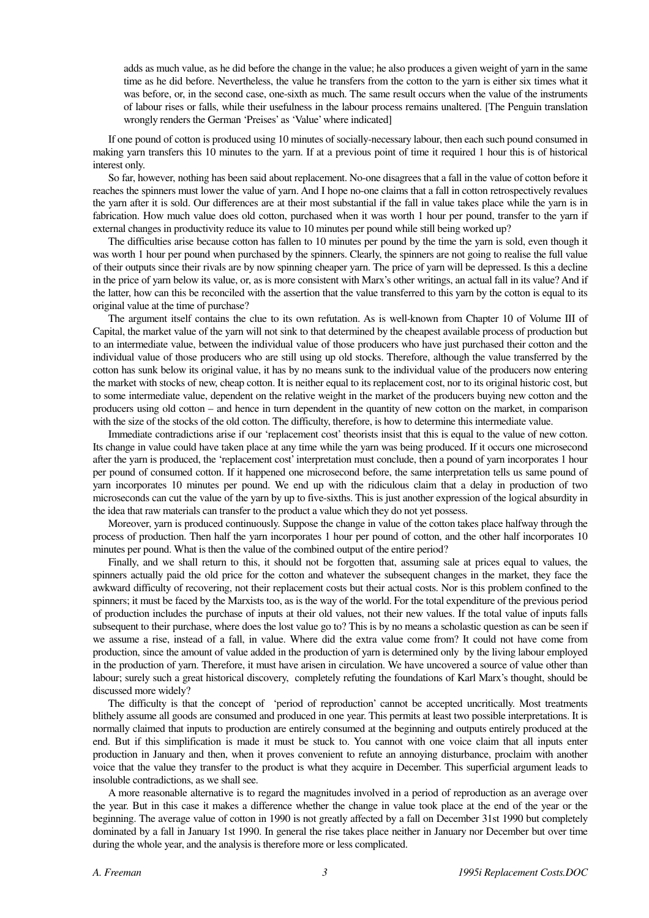> adds as much value, as he did before the change in the value; he also produces a given weight of yarn in the same time as he did before. Nevertheless, the value he transfers from the cotton to the yarn is either six times what it was before, or, in the second case, one-sixth as much. The same result occurs when the value of the instruments of labour rises or falls, while their usefulness in the labour process remains unaltered. [The Penguin translation wrongly renders the German 'Preises' as 'Value' where indicated]

If one pound of cotton is produced using 10 minutes of socially-necessary labour, then each such pound consumed in making yarn transfers this 10 minutes to the yarn. If at a previous point of time it required 1 hour this is of historical interest only.

So far, however, nothing has been said about replacement. No-one disagrees that a fall in the value of cotton before it reaches the spinners must lower the value of yarn. And I hope no-one claims that a fall in cotton retrospectively revalues the yarn after it is sold. Our differences are at their most substantial if the fall in value takes place while the yarn is in fabrication. How much value does old cotton, purchased when it was worth 1 hour per pound, transfer to the yarn if external changes in productivity reduce its value to 10 minutes per pound while still being worked up?

The difficulties arise because cotton has fallen to 10 minutes per pound by the time the yarn is sold, even though it was worth 1 hour per pound when purchased by the spinners. Clearly, the spinners are not going to realise the full value of their outputs since their rivals are by now spinning cheaper yarn. The price of yarn will be depressed. Is this a decline in the price of yarn below its value, or, as is more consistent with Marx's other writings, an actual fall in its value? And if the latter, how can this be reconciled with the assertion that the value transferred to this yarn by the cotton is equal to its original value at the time of purchase?

The argument itself contains the clue to its own refutation. As is well-known from Chapter 10 of Volume III of Capital, the market value of the yarn will not sink to that determined by the cheapest available process of production but to an intermediate value, between the individual value of those producers who have just purchased their cotton and the individual value of those producers who are still using up old stocks. Therefore, although the value transferred by the cotton has sunk below its original value, it has by no means sunk to the individual value of the producers now entering the market with stocks of new, cheap cotton. It is neither equal to its replacement cost, nor to its original historic cost, but to some intermediate value, dependent on the relative weight in the market of the producers buying new cotton and the producers using old cotton – and hence in turn dependent in the quantity of new cotton on the market, in comparison with the size of the stocks of the old cotton. The difficulty, therefore, is how to determine this intermediate value.

Immediate contradictions arise if our 'replacement cost' theorists insist that this is equal to the value of new cotton. Its change in value could have taken place at any time while the yarn was being produced. If it occurs one microsecond after the yarn is produced, the 'replacement cost' interpretation must conclude, then a pound of yarn incorporates 1 hour per pound of consumed cotton. If it happened one microsecond before, the same interpretation tells us same pound of yarn incorporates 10 minutes per pound. We end up with the ridiculous claim that a delay in production of two microseconds can cut the value of the yarn by up to five-sixths. This is just another expression of the logical absurdity in the idea that raw materials can transfer to the product a value which they do not yet possess.

Moreover, yarn is produced continuously. Suppose the change in value of the cotton takes place halfway through the process of production. Then half the yarn incorporates 1 hour per pound of cotton, and the other half incorporates 10 minutes per pound. What is then the value of the combined output of the entire period?

Finally, and we shall return to this, it should not be forgotten that, assuming sale at prices equal to values, the spinners actually paid the old price for the cotton and whatever the subsequent changes in the market, they face the awkward difficulty of recovering, not their replacement costs but their actual costs. Nor is this problem confined to the spinners; it must be faced by the Marxists too, as is the way of the world. For the total expenditure of the previous period of production includes the purchase of inputs at their old values, not their new values. If the total value of inputs falls subsequent to their purchase, where does the lost value go to? This is by no means a scholastic question as can be seen if we assume a rise, instead of a fall, in value. Where did the extra value come from? It could not have come from production, since the amount of value added in the production of yarn is determined only by the living labour employed in the production of yarn. Therefore, it must have arisen in circulation. We have uncovered a source of value other than labour; surely such a great historical discovery, completely refuting the foundations of Karl Marx's thought, should be discussed more widely?

The difficulty is that the concept of 'period of reproduction' cannot be accepted uncritically. Most treatments blithely assume all goods are consumed and produced in one year. This permits at least two possible interpretations. It is normally claimed that inputs to production are entirely consumed at the beginning and outputs entirely produced at the end. But if this simplification is made it must be stuck to. You cannot with one voice claim that all inputs enter production in January and then, when it proves convenient to refute an annoying disturbance, proclaim with another voice that the value they transfer to the product is what they acquire in December. This superficial argument leads to insoluble contradictions, as we shall see.

A more reasonable alternative is to regard the magnitudes involved in a period of reproduction as an average over the year. But in this case it makes a difference whether the change in value took place at the end of the year or the beginning. The average value of cotton in 1990 is not greatly affected by a fall on December 31st 1990 but completely dominated by a fall in January 1st 1990. In general the rise takes place neither in January nor December but over time during the whole year, and the analysis is therefore more or less complicated.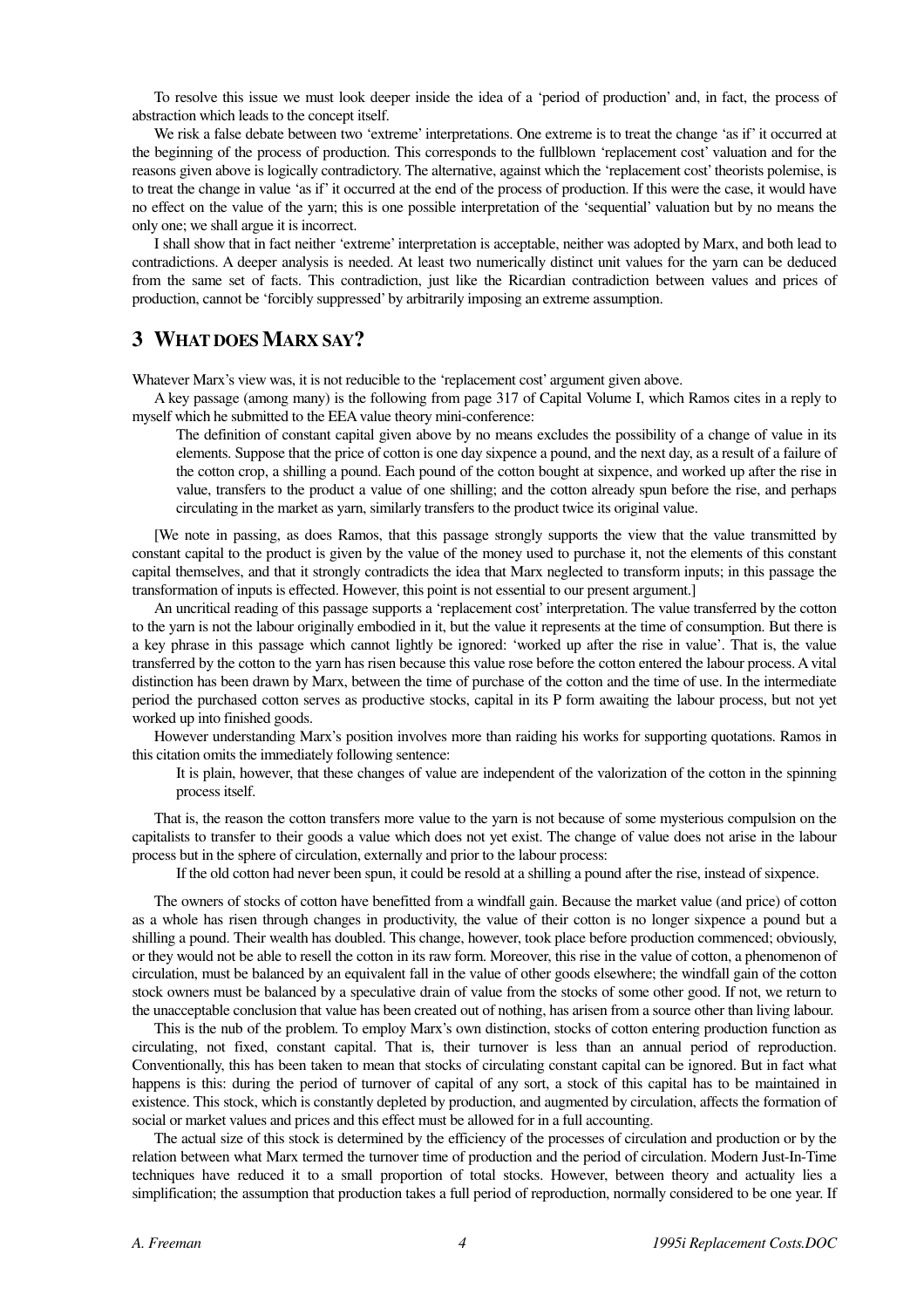To resolve this issue we must look deeper inside the idea of a 'period of production' and, in fact, the process of abstraction which leads to the concept itself.

We risk a false debate between two 'extreme' interpretations. One extreme is to treat the change 'as if' it occurred at the beginning of the process of production. This corresponds to the fullblown 'replacement cost' valuation and for the reasons given above is logically contradictory. The alternative, against which the 'replacement cost' theorists polemise, is to treat the change in value 'as if' it occurred at the end of the process of production. If this were the case, it would have no effect on the value of the yarn; this is one possible interpretation of the 'sequential' valuation but by no means the only one; we shall argue it is incorrect.

I shall show that in fact neither 'extreme' interpretation is acceptable, neither was adopted by Marx, and both lead to contradictions. A deeper analysis is needed. At least two numerically distinct unit values for the yarn can be deduced from the same set of facts. This contradiction, just like the Ricardian contradiction between values and prices of production, cannot be 'forcibly suppressed' by arbitrarily imposing an extreme assumption.

## 3 What does Marx say?

Whatever Marx's view was, it is not reducible to the 'replacement cost' argument given above.

A key passage (among many) is the following from page 317 of Capital Volume I, which Ramos cites in a reply to myself which he submitted to the EEA value theory mini-conference:

> The definition of constant capital given above by no means excludes the possibility of a change of value in its elements. Suppose that the price of cotton is one day sixpence a pound, and the next day, as a result of a failure of the cotton crop, a shilling a pound. Each pound of the cotton bought at sixpence, and worked up after the rise in value, transfers to the product a value of one shilling; and the cotton already spun before the rise, and perhaps circulating in the market as yarn, similarly transfers to the product twice its original value.

[We note in passing, as does Ramos, that this passage strongly supports the view that the value transmitted by constant capital to the product is given by the value of the money used to purchase it, not the elements of this constant capital themselves, and that it strongly contradicts the idea that Marx neglected to transform inputs; in this passage the transformation of inputs is effected. However, this point is not essential to our present argument.]

An uncritical reading of this passage supports a 'replacement cost' interpretation. The value transferred by the cotton to the yarn is not the labour originally embodied in it, but the value it represents at the time of consumption. But there is a key phrase in this passage which cannot lightly be ignored: 'worked up after the rise in value'. That is, the value transferred by the cotton to the yarn has risen because this value rose before the cotton entered the labour process. A vital distinction has been drawn by Marx, between the time of purchase of the cotton and the time of use. In the intermediate period the purchased cotton serves as productive stocks, capital in its P form awaiting the labour process, but not yet worked up into finished goods.

However understanding Marx's position involves more than raiding his works for supporting quotations. Ramos in this citation omits the immediately following sentence:

> It is plain, however, that these changes of value are independent of the valorization of the cotton in the spinning process itself.

That is, the reason the cotton transfers more value to the yarn is not because of some mysterious compulsion on the capitalists to transfer to their goods a value which does not yet exist. The change of value does not arise in the labour process but in the sphere of circulation, externally and prior to the labour process:

> If the old cotton had never been spun, it could be resold at a shilling a pound after the rise, instead of sixpence.

The owners of stocks of cotton have benefitted from a windfall gain. Because the market value (and price) of cotton as a whole has risen through changes in productivity, the value of their cotton is no longer sixpence a pound but a shilling a pound. Their wealth has doubled. This change, however, took place before production commenced; obviously, or they would not be able to resell the cotton in its raw form. Moreover, this rise in the value of cotton, a phenomenon of circulation, must be balanced by an equivalent fall in the value of other goods elsewhere; the windfall gain of the cotton stock owners must be balanced by a speculative drain of value from the stocks of some other good. If not, we return to the unacceptable conclusion that value has been created out of nothing, has arisen from a source other than living labour.

This is the nub of the problem. To employ Marx's own distinction, stocks of cotton entering production function as circulating, not fixed, constant capital. That is, their turnover is less than an annual period of reproduction. Conventionally, this has been taken to mean that stocks of circulating constant capital can be ignored. But in fact what happens is this: during the period of turnover of capital of any sort, a stock of this capital has to be maintained in existence. This stock, which is constantly depleted by production, and augmented by circulation, affects the formation of social or market values and prices and this effect must be allowed for in a full accounting.

The actual size of this stock is determined by the efficiency of the processes of circulation and production or by the relation between what Marx termed the turnover time of production and the period of circulation. Modern Just-In-Time techniques have reduced it to a small proportion of total stocks. However, between theory and actuality lies a simplification; the assumption that production takes a full period of reproduction, normally considered to be one year. If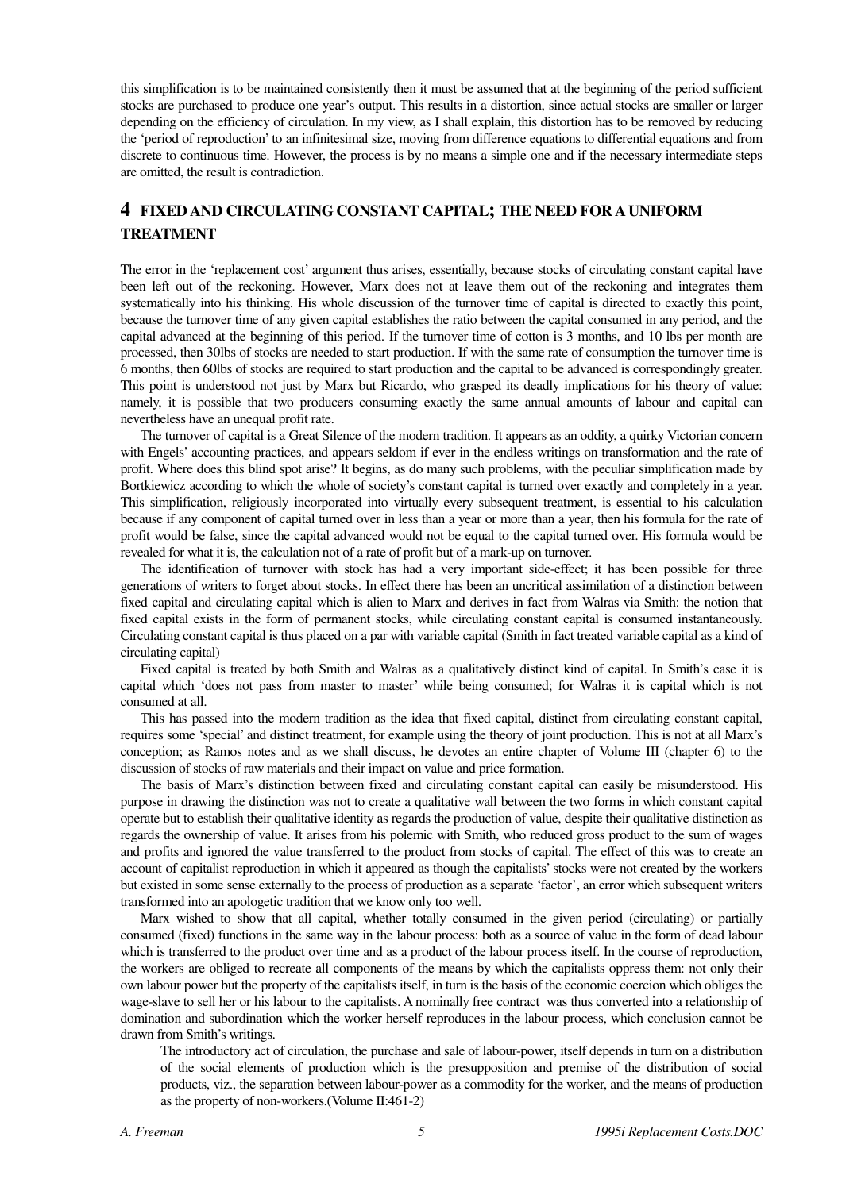this simplification is to be maintained consistently then it must be assumed that at the beginning of the period sufficient stocks are purchased to produce one year's output. This results in a distortion, since actual stocks are smaller or larger depending on the efficiency of circulation. In my view, as I shall explain, this distortion has to be removed by reducing the 'period of reproduction' to an infinitesimal size, moving from difference equations to differential equations and from discrete to continuous time. However, the process is by no means a simple one and if the necessary intermediate steps are omitted, the result is contradiction.

## 4 FIXED AND CIRCULATING CONSTANT CAPITAL; THE NEED FOR A UNIFORM TREATMENT

The error in the 'replacement cost' argument thus arises, essentially, because stocks of circulating constant capital have been left out of the reckoning. However, Marx does not at leave them out of the reckoning and integrates them systematically into his thinking. His whole discussion of the turnover time of capital is directed to exactly this point, because the turnover time of any given capital establishes the ratio between the capital consumed in any period, and the capital advanced at the beginning of this period. If the turnover time of cotton is 3 months, and 10 lbs per month are processed, then 30lbs of stocks are needed to start production. If with the same rate of consumption the turnover time is 6 months, then 60lbs of stocks are required to start production and the capital to be advanced is correspondingly greater. This point is understood not just by Marx but Ricardo, who grasped its deadly implications for his theory of value: namely, it is possible that two producers consuming exactly the same annual amounts of labour and capital can nevertheless have an unequal profit rate.

The turnover of capital is a Great Silence of the modern tradition. It appears as an oddity, a quirky Victorian concern with Engels' accounting practices, and appears seldom if ever in the endless writings on transformation and the rate of profit. Where does this blind spot arise? It begins, as do many such problems, with the peculiar simplification made by Bortkiewicz according to which the whole of society's constant capital is turned over exactly and completely in a year. This simplification, religiously incorporated into virtually every subsequent treatment, is essential to his calculation because if any component of capital turned over in less than a year or more than a year, then his formula for the rate of profit would be false, since the capital advanced would not be equal to the capital turned over. His formula would be revealed for what it is, the calculation not of a rate of profit but of a mark-up on turnover.

The identification of turnover with stock has had a very important side-effect; it has been possible for three generations of writers to forget about stocks. In effect there has been an uncritical assimilation of a distinction between fixed capital and circulating capital which is alien to Marx and derives in fact from Walras via Smith: the notion that fixed capital exists in the form of permanent stocks, while circulating constant capital is consumed instantaneously. Circulating constant capital is thus placed on a par with variable capital (Smith in fact treated variable capital as a kind of circulating capital)

Fixed capital is treated by both Smith and Walras as a qualitatively distinct kind of capital. In Smith's case it is capital which 'does not pass from master to master' while being consumed; for Walras it is capital which is not consumed at all.

This has passed into the modern tradition as the idea that fixed capital, distinct from circulating constant capital, requires some 'special' and distinct treatment, for example using the theory of joint production. This is not at all Marx's conception; as Ramos notes and as we shall discuss, he devotes an entire chapter of Volume III (chapter 6) to the discussion of stocks of raw materials and their impact on value and price formation.

The basis of Marx's distinction between fixed and circulating constant capital can easily be misunderstood. His purpose in drawing the distinction was not to create a qualitative wall between the two forms in which constant capital operate but to establish their qualitative identity as regards the production of value, despite their qualitative distinction as regards the ownership of value. It arises from his polemic with Smith, who reduced gross product to the sum of wages and profits and ignored the value transferred to the product from stocks of capital. The effect of this was to create an account of capitalist reproduction in which it appeared as though the capitalists' stocks were not created by the workers but existed in some sense externally to the process of production as a separate 'factor', an error which subsequent writers transformed into an apologetic tradition that we know only too well.

Marx wished to show that all capital, whether totally consumed in the given period (circulating) or partially consumed (fixed) functions in the same way in the labour process: both as a source of value in the form of dead labour which is transferred to the product over time and as a product of the labour process itself. In the course of reproduction, the workers are obliged to recreate all components of the means by which the capitalists oppress them: not only their own labour power but the property of the capitalists itself, in turn is the basis of the economic coercion which obliges the wage-slave to sell her or his labour to the capitalists. A nominally free contract was thus converted into a relationship of domination and subordination which the worker herself reproduces in the labour process, which conclusion cannot be drawn from Smith's writings.

> The introductory act of circulation, the purchase and sale of labour-power, itself depends in turn on a distribution of the social elements of production which is the presupposition and premise of the distribution of social products, viz., the separation between labour-power as a commodity for the worker, and the means of production as the property of non-workers.(Volume II:461-2)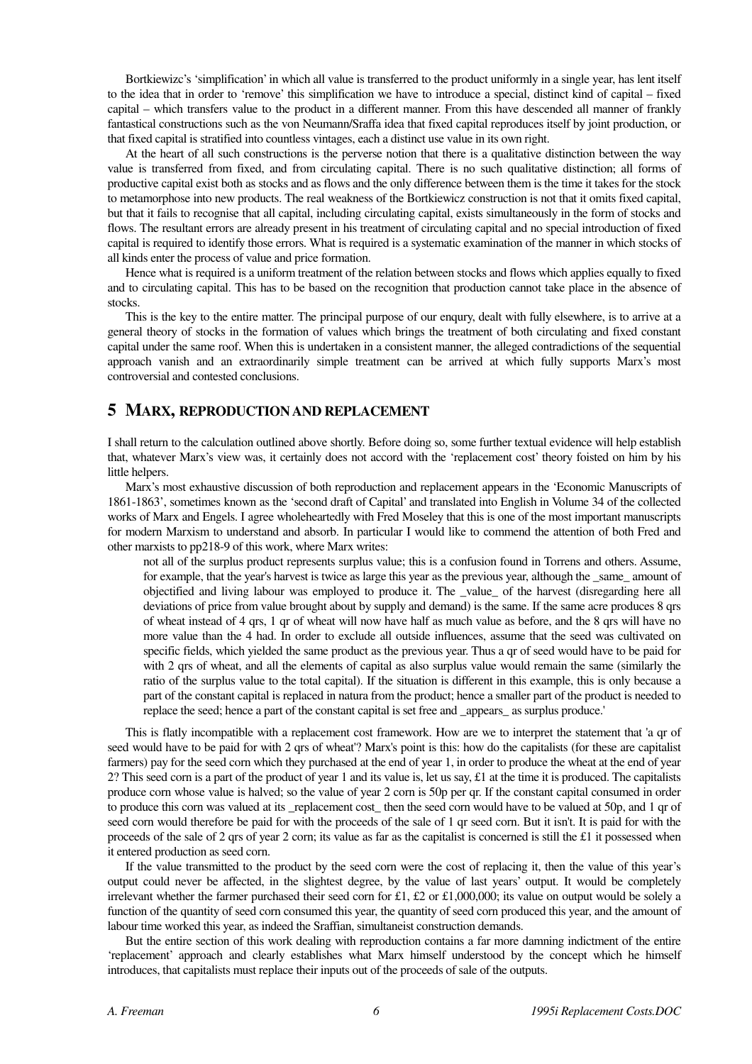Bortkiewizc's 'simplification' in which all value is transferred to the product uniformly in a single year, has lent itself to the idea that in order to 'remove' this simplification we have to introduce a special, distinct kind of capital – fixed capital – which transfers value to the product in a different manner. From this have descended all manner of frankly fantastical constructions such as the von Neumann/Sraffa idea that fixed capital reproduces itself by joint production, or that fixed capital is stratified into countless vintages, each a distinct use value in its own right.

At the heart of all such constructions is the perverse notion that there is a qualitative distinction between the way value is transferred from fixed, and from circulating capital. There is no such qualitative distinction; all forms of productive capital exist both as stocks and as flows and the only difference between them is the time it takes for the stock to metamorphose into new products. The real weakness of the Bortkiewicz construction is not that it omits fixed capital, but that it fails to recognise that all capital, including circulating capital, exists simultaneously in the form of stocks and flows. The resultant errors are already present in his treatment of circulating capital and no special introduction of fixed capital is required to identify those errors. What is required is a systematic examination of the manner in which stocks of all kinds enter the process of value and price formation.

Hence what is required is a uniform treatment of the relation between stocks and flows which applies equally to fixed and to circulating capital. This has to be based on the recognition that production cannot take place in the absence of stocks.

This is the key to the entire matter. The principal purpose of our enqury, dealt with fully elsewhere, is to arrive at a general theory of stocks in the formation of values which brings the treatment of both circulating and fixed constant capital under the same roof. When this is undertaken in a consistent manner, the alleged contradictions of the sequential approach vanish and an extraordinarily simple treatment can be arrived at which fully supports Marx's most controversial and contested conclusions.

## 5 MARX, REPRODUCTION AND REPLACEMENT

I shall return to the calculation outlined above shortly. Before doing so, some further textual evidence will help establish that, whatever Marx's view was, it certainly does not accord with the 'replacement cost' theory foisted on him by his little helpers.

Marx's most exhaustive discussion of both reproduction and replacement appears in the 'Economic Manuscripts of 1861-1863', sometimes known as the 'second draft of Capital' and translated into English in Volume 34 of the collected works of Marx and Engels. I agree wholeheartedly with Fred Moseley that this is one of the most important manuscripts for modern Marxism to understand and absorb. In particular I would like to commend the attention of both Fred and other marxists to pp218-9 of this work, where Marx writes:

> not all of the surplus product represents surplus value; this is a confusion found in Torrens and others. Assume, for example, that the year's harvest is twice as large this year as the previous year, although the _same_ amount of objectified and living labour was employed to produce it. The _value_ of the harvest (disregarding here all deviations of price from value brought about by supply and demand) is the same. If the same acre produces 8 qrs of wheat instead of 4 qrs, 1 qr of wheat will now have half as much value as before, and the 8 qrs will have no more value than the 4 had. In order to exclude all outside influences, assume that the seed was cultivated on specific fields, which yielded the same product as the previous year. Thus a qr of seed would have to be paid for with 2 qrs of wheat, and all the elements of capital as also surplus value would remain the same (similarly the ratio of the surplus value to the total capital). If the situation is different in this example, this is only because a part of the constant capital is replaced in natura from the product; hence a smaller part of the product is needed to replace the seed; hence a part of the constant capital is set free and _appears_ as surplus produce.'

This is flatly incompatible with a replacement cost framework. How are we to interpret the statement that 'a qr of seed would have to be paid for with 2 qrs of wheat'? Marx's point is this: how do the capitalists (for these are capitalist farmers) pay for the seed corn which they purchased at the end of year 1, in order to produce the wheat at the end of year 2? This seed corn is a part of the product of year 1 and its value is, let us say, £1 at the time it is produced. The capitalists produce corn whose value is halved; so the value of year 2 corn is 50p per qr. If the constant capital consumed in order to produce this corn was valued at its _replacement cost_ then the seed corn would have to be valued at 50p, and 1 qr of seed corn would therefore be paid for with the proceeds of the sale of 1 qr seed corn. But it isn't. It is paid for with the proceeds of the sale of 2 qrs of year 2 corn; its value as far as the capitalist is concerned is still the £1 it possessed when it entered production as seed corn.

If the value transmitted to the product by the seed corn were the cost of replacing it, then the value of this year's output could never be affected, in the slightest degree, by the value of last years' output. It would be completely irrelevant whether the farmer purchased their seed corn for £1, £2 or £1,000,000; its value on output would be solely a function of the quantity of seed corn consumed this year, the quantity of seed corn produced this year, and the amount of labour time worked this year, as indeed the Sraffian, simultaneist construction demands.

But the entire section of this work dealing with reproduction contains a far more damning indictment of the entire 'replacement' approach and clearly establishes what Marx himself understood by the concept which he himself introduces, that capitalists must replace their inputs out of the proceeds of sale of the outputs.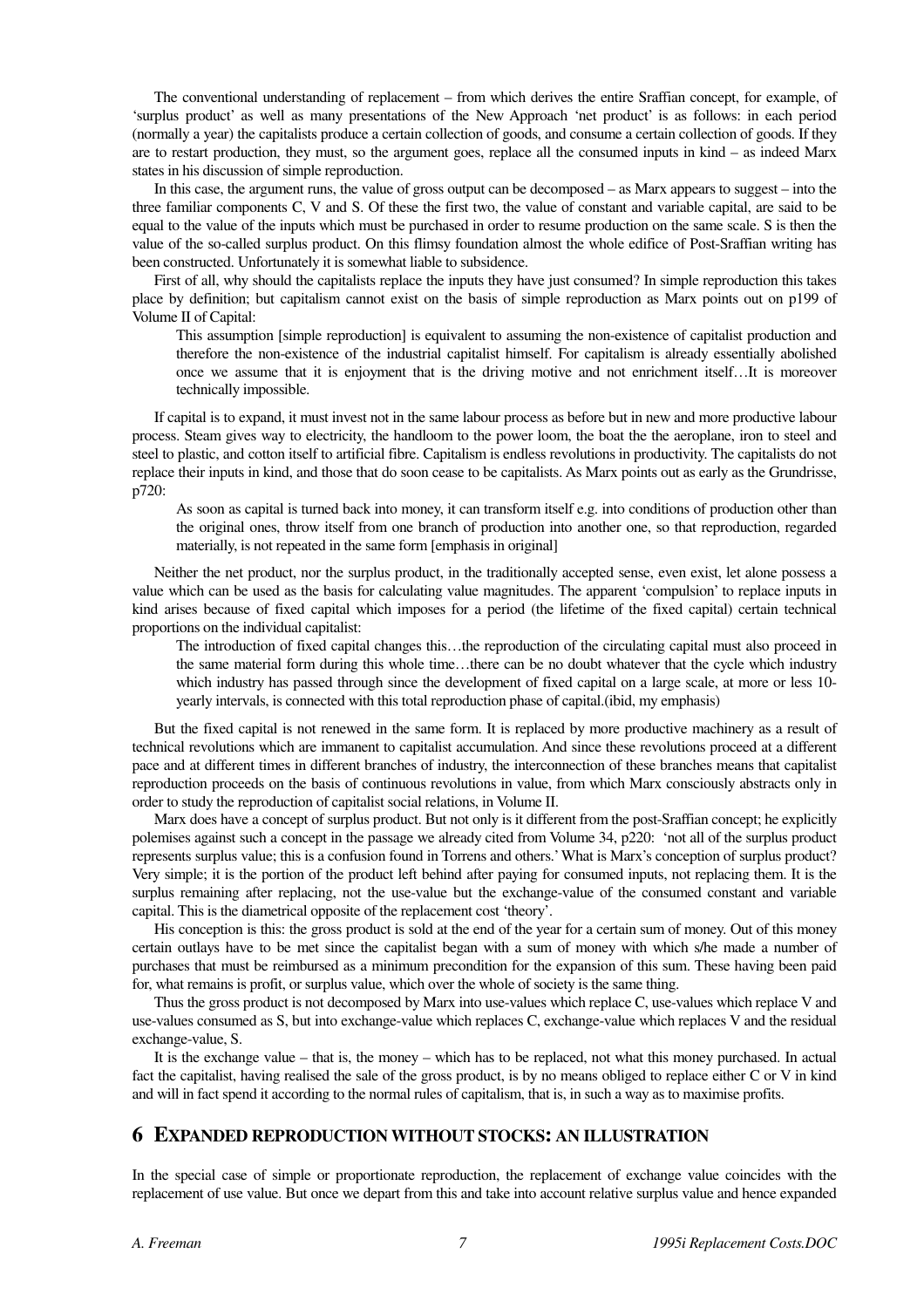The conventional understanding of replacement – from which derives the entire Sraffian concept, for example, of 'surplus product' as well as many presentations of the New Approach 'net product' is as follows: in each period (normally a year) the capitalists produce a certain collection of goods, and consume a certain collection of goods. If they are to restart production, they must, so the argument goes, replace all the consumed inputs in kind – as indeed Marx states in his discussion of simple reproduction.

In this case, the argument runs, the value of gross output can be decomposed – as Marx appears to suggest – into the three familiar components C, V and S. Of these the first two, the value of constant and variable capital, are said to be equal to the value of the inputs which must be purchased in order to resume production on the same scale. S is then the value of the so-called surplus product. On this flimsy foundation almost the whole edifice of Post-Sraffian writing has been constructed. Unfortunately it is somewhat liable to subsidence.

First of all, why should the capitalists replace the inputs they have just consumed? In simple reproduction this takes place by definition; but capitalism cannot exist on the basis of simple reproduction as Marx points out on p199 of Volume II of Capital:

> This assumption [simple reproduction] is equivalent to assuming the non-existence of capitalist production and therefore the non-existence of the industrial capitalist himself. For capitalism is already essentially abolished once we assume that it is enjoyment that is the driving motive and not enrichment itself…It is moreover technically impossible.

If capital is to expand, it must invest not in the same labour process as before but in new and more productive labour process. Steam gives way to electricity, the handloom to the power loom, the boat the the aeroplane, iron to steel and steel to plastic, and cotton itself to artificial fibre. Capitalism is endless revolutions in productivity. The capitalists do not replace their inputs in kind, and those that do soon cease to be capitalists. As Marx points out as early as the Grundrisse, p720:

> As soon as capital is turned back into money, it can transform itself e.g. into conditions of production other than the original ones, throw itself from one branch of production into another one, so that reproduction, regarded materially, is not repeated in the same form [emphasis in original]

Neither the net product, nor the surplus product, in the traditionally accepted sense, even exist, let alone possess a value which can be used as the basis for calculating value magnitudes. The apparent 'compulsion' to replace inputs in kind arises because of fixed capital which imposes for a period (the lifetime of the fixed capital) certain technical proportions on the individual capitalist:

> The introduction of fixed capital changes this…the reproduction of the circulating capital must also proceed in the same material form during this whole time…there can be no doubt whatever that the cycle which industry which industry has passed through since the development of fixed capital on a large scale, at more or less 10-yearly intervals, is connected with this total reproduction phase of capital.(ibid, my emphasis)

But the fixed capital is not renewed in the same form. It is replaced by more productive machinery as a result of technical revolutions which are immanent to capitalist accumulation. And since these revolutions proceed at a different pace and at different times in different branches of industry, the interconnection of these branches means that capitalist reproduction proceeds on the basis of continuous revolutions in value, from which Marx consciously abstracts only in order to study the reproduction of capitalist social relations, in Volume II.

Marx does have a concept of surplus product. But not only is it different from the post-Sraffian concept; he explicitly polemises against such a concept in the passage we already cited from Volume 34, p220: 'not all of the surplus product represents surplus value; this is a confusion found in Torrens and others.' What is Marx's conception of surplus product? Very simple; it is the portion of the product left behind after paying for consumed inputs, not replacing them. It is the surplus remaining after replacing, not the use-value but the exchange-value of the consumed constant and variable capital. This is the diametrical opposite of the replacement cost 'theory'.

His conception is this: the gross product is sold at the end of the year for a certain sum of money. Out of this money certain outlays have to be met since the capitalist began with a sum of money with which s/he made a number of purchases that must be reimbursed as a minimum precondition for the expansion of this sum. These having been paid for, what remains is profit, or surplus value, which over the whole of society is the same thing.

Thus the gross product is not decomposed by Marx into use-values which replace C, use-values which replace V and use-values consumed as S, but into exchange-value which replaces C, exchange-value which replaces V and the residual exchange-value, S.

It is the exchange value – that is, the money – which has to be replaced, not what this money purchased. In actual fact the capitalist, having realised the sale of the gross product, is by no means obliged to replace either C or V in kind and will in fact spend it according to the normal rules of capitalism, that is, in such a way as to maximise profits.

## 6 EXPANDED REPRODUCTION WITHOUT STOCKS: AN ILLUSTRATION

In the special case of simple or proportionate reproduction, the replacement of exchange value coincides with the replacement of use value. But once we depart from this and take into account relative surplus value and hence expanded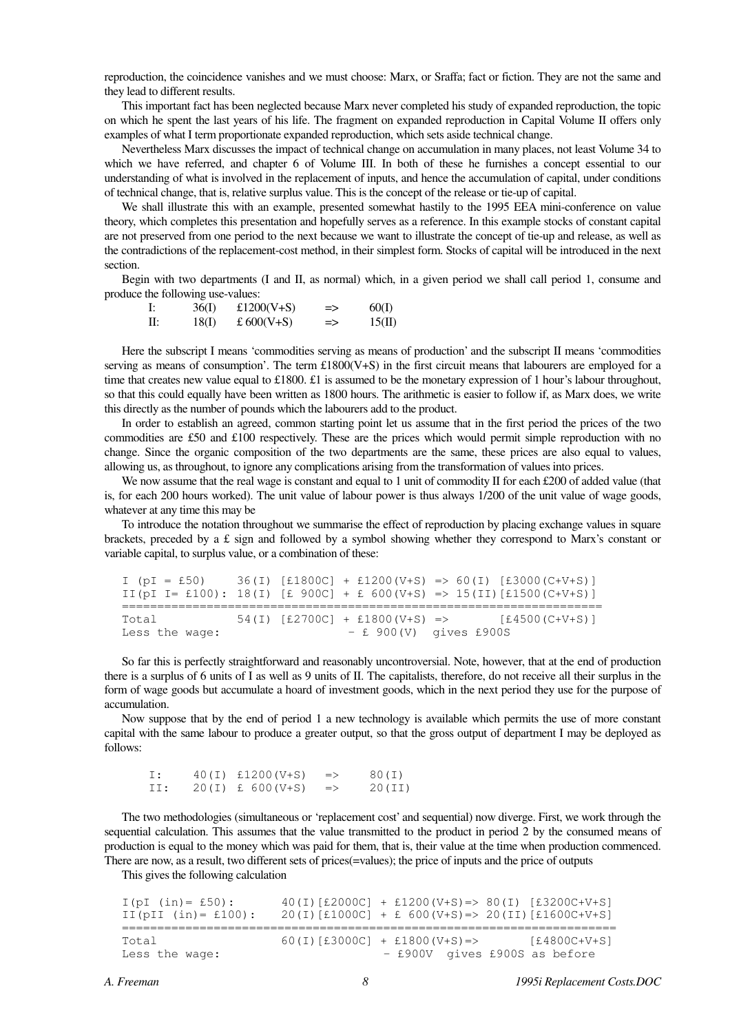reproduction, the coincidence vanishes and we must choose: Marx, or Sraffa; fact or fiction. They are not the same and they lead to different results.

This important fact has been neglected because Marx never completed his study of expanded reproduction, the topic on which he spent the last years of his life. The fragment on expanded reproduction in Capital Volume II offers only examples of what I term proportionate expanded reproduction, which sets aside technical change.

Nevertheless Marx discusses the impact of technical change on accumulation in many places, not least Volume 34 to which we have referred, and chapter 6 of Volume III. In both of these he furnishes a concept essential to our understanding of what is involved in the replacement of inputs, and hence the accumulation of capital, under conditions of technical change, that is, relative surplus value. This is the concept of the release or tie-up of capital.

We shall illustrate this with an example, presented somewhat hastily to the 1995 EEA mini-conference on value theory, which completes this presentation and hopefully serves as a reference. In this example stocks of constant capital are not preserved from one period to the next because we want to illustrate the concept of tie-up and release, as well as the contradictions of the replacement-cost method, in their simplest form. Stocks of capital will be introduced in the next section.

Begin with two departments (I and II, as normal) which, in a given period we shall call period 1, consume and produce the following use-values:

```
I:    36(I)   £1200(V+S)   =>   60(I)
II:   18(I)   £ 600(V+S)   =>   15(II)
```

Here the subscript I means 'commodities serving as means of production' and the subscript II means 'commodities serving as means of consumption'. The term £1800(V+S) in the first circuit means that labourers are employed for a time that creates new value equal to £1800. £1 is assumed to be the monetary expression of 1 hour's labour throughout, so that this could equally have been written as 1800 hours. The arithmetic is easier to follow if, as Marx does, we write this directly as the number of pounds which the labourers add to the product.

In order to establish an agreed, common starting point let us assume that in the first period the prices of the two commodities are £50 and £100 respectively. These are the prices which would permit simple reproduction with no change. Since the organic composition of the two departments are the same, these prices are also equal to values, allowing us, as throughout, to ignore any complications arising from the transformation of values into prices.

We now assume that the real wage is constant and equal to 1 unit of commodity II for each £200 of added value (that is, for each 200 hours worked). The unit value of labour power is thus always 1/200 of the unit value of wage goods, whatever at any time this may be

To introduce the notation throughout we summarise the effect of reproduction by placing exchange values in square brackets, preceded by a £ sign and followed by a symbol showing whether they correspond to Marx's constant or variable capital, to surplus value, or a combination of these:

```
I (pI = £50)     36(I) [£1800C] + £1200(V+S) => 60(I) [£3000(C+V+S)]
II(pI I= £100): 18(I) [£ 900C] + £ 600(V+S) => 15(II)[£1500(C+V+S)]
==================================================================
Total            54(I) [£2700C] + £1800(V+S) =>       [£4500(C+V+S)]
Less the wage:                   - £ 900(V)  gives £900S
```

So far this is perfectly straightforward and reasonably uncontroversial. Note, however, that at the end of production there is a surplus of 6 units of I as well as 9 units of II. The capitalists, therefore, do not receive all their surplus in the form of wage goods but accumulate a hoard of investment goods, which in the next period they use for the purpose of accumulation.

Now suppose that by the end of period 1 a new technology is available which permits the use of more constant capital with the same labour to produce a greater output, so that the gross output of department I may be deployed as follows:

```
I:    40(I) £1200(V+S)   =>    80(I)
II:   20(I) £ 600(V+S)   =>    20(II)
```

The two methodologies (simultaneous or 'replacement cost' and sequential) now diverge. First, we work through the sequential calculation. This assumes that the value transmitted to the product in period 2 by the consumed means of production is equal to the money which was paid for them, that is, their value at the time when production commenced. There are now, as a result, two different sets of prices(=values); the price of inputs and the price of outputs

This gives the following calculation

```
I(pI (in)= £50):       40(I)[£2000C] + £1200(V+S)=> 80(I) [£3200C+V+S]
II(pII (in)= £100):    20(I)[£1000C] + £ 600(V+S)=> 20(II)[£1600C+V+S]
=====================================================================
Total                  60(I)[£3000C] + £1800(V+S)=>       [£4800C+V+S]
Less the wage:                         - £900V  gives £900S as before
```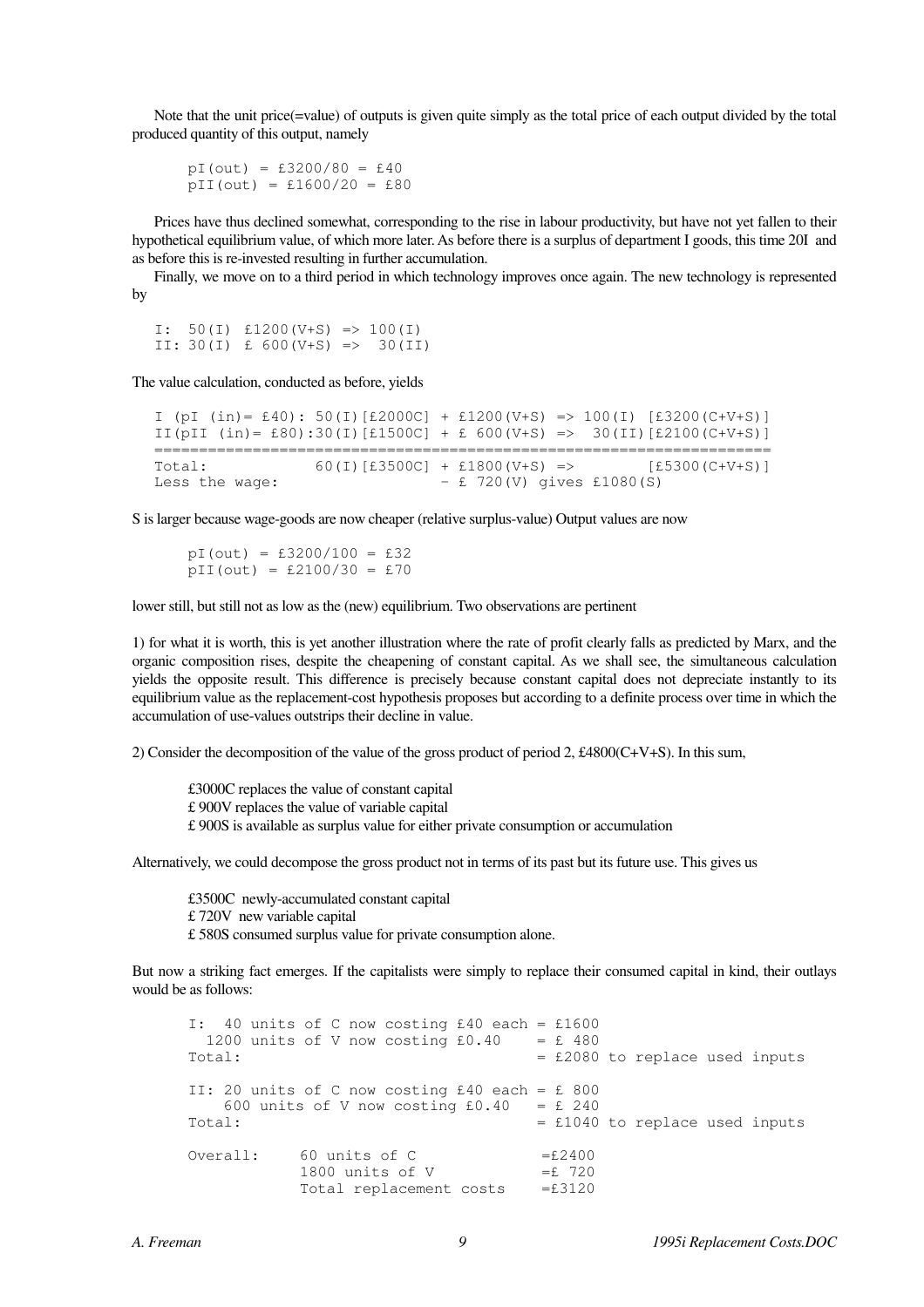Note that the unit price(=value) of outputs is given quite simply as the total price of each output divided by the total produced quantity of this output, namely

```
pI(out) = £3200/80 = £40
pII(out) = £1600/20 = £80
```

Prices have thus declined somewhat, corresponding to the rise in labour productivity, but have not yet fallen to their hypothetical equilibrium value, of which more later. As before there is a surplus of department I goods, this time 20I and as before this is re-invested resulting in further accumulation.

Finally, we move on to a third period in which technology improves once again. The new technology is represented by

```
I:  50(I) £1200(V+S) => 100(I)
II: 30(I) £ 600(V+S) =>  30(II)
```

The value calculation, conducted as before, yields

```
I (pI (in)= £40): 50(I)[£2000C] + £1200(V+S) => 100(I) [£3200(C+V+S)]
II(pII (in)= £80):30(I)[£1500C] + £ 600(V+S) =>  30(II)[£2100(C+V+S)]
======================================================================
Total:            60(I)[£3500C] + £1800(V+S) =>        [£5300(C+V+S)]
Less the wage:                  - £ 720(V) gives £1080(S)
```

S is larger because wage-goods are now cheaper (relative surplus-value) Output values are now

```
pI(out) = £3200/100 = £32
pII(out) = £2100/30 = £70
```

lower still, but still not as low as the (new) equilibrium. Two observations are pertinent

1) for what it is worth, this is yet another illustration where the rate of profit clearly falls as predicted by Marx, and the organic composition rises, despite the cheapening of constant capital. As we shall see, the simultaneous calculation yields the opposite result. This difference is precisely because constant capital does not depreciate instantly to its equilibrium value as the replacement-cost hypothesis proposes but according to a definite process over time in which the accumulation of use-values outstrips their decline in value.

2) Consider the decomposition of the value of the gross product of period 2, £4800(C+V+S). In this sum,

> £3000C replaces the value of constant capital
> £ 900V replaces the value of variable capital
> £ 900S is available as surplus value for either private consumption or accumulation

Alternatively, we could decompose the gross product not in terms of its past but its future use. This gives us

> £3500C newly-accumulated constant capital
> £ 720V new variable capital
> £ 580S consumed surplus value for private consumption alone.

But now a striking fact emerges. If the capitalists were simply to replace their consumed capital in kind, their outlays would be as follows:

```
I:  40 units of C now costing £40 each = £1600
  1200 units of V now costing £0.40    = £ 480
Total:                                 = £2080 to replace used inputs

II: 20 units of C now costing £40 each = £ 800
    600 units of V now costing £0.40   = £ 240
Total:                                 = £1040 to replace used inputs

Overall:    60 units of C              =£2400
            1800 units of V            =£ 720
            Total replacement costs    =£3120
```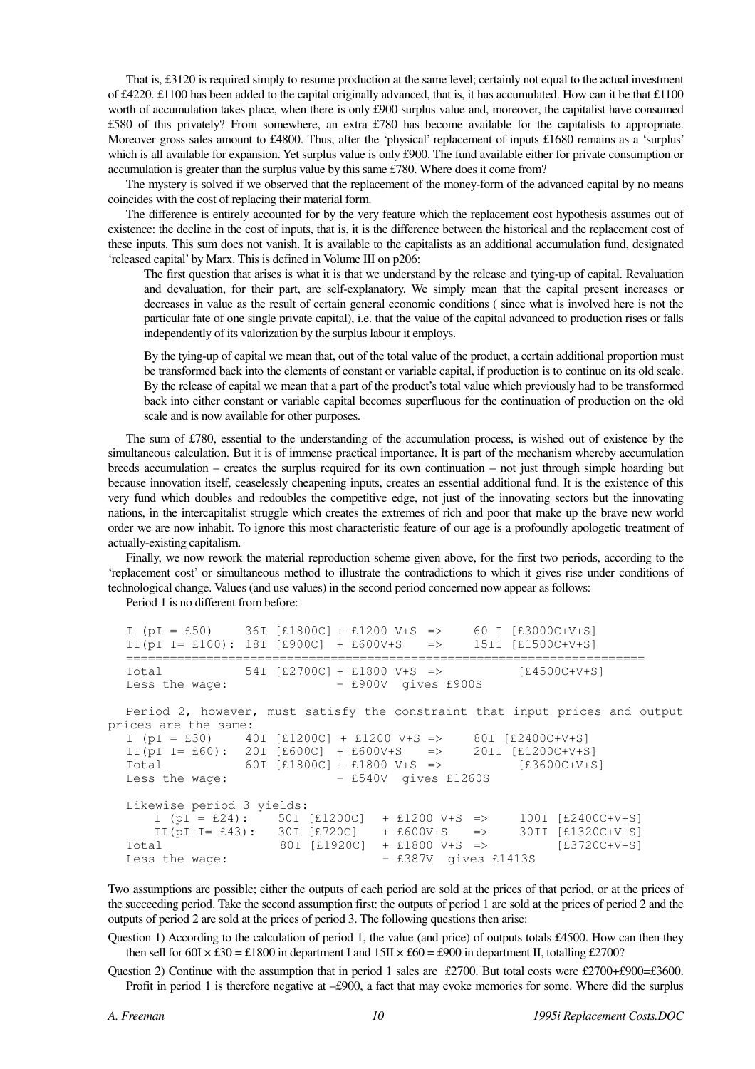That is, £3120 is required simply to resume production at the same level; certainly not equal to the actual investment of £4220. £1100 has been added to the capital originally advanced, that is, it has accumulated. How can it be that £1100 worth of accumulation takes place, when there is only £900 surplus value and, moreover, the capitalist have consumed £580 of this privately? From somewhere, an extra £780 has become available for the capitalists to appropriate. Moreover gross sales amount to £4800. Thus, after the 'physical' replacement of inputs £1680 remains as a 'surplus' which is all available for expansion. Yet surplus value is only £900. The fund available either for private consumption or accumulation is greater than the surplus value by this same £780. Where does it come from?

The mystery is solved if we observed that the replacement of the money-form of the advanced capital by no means coincides with the cost of replacing their material form.

The difference is entirely accounted for by the very feature which the replacement cost hypothesis assumes out of existence: the decline in the cost of inputs, that is, it is the difference between the historical and the replacement cost of these inputs. This sum does not vanish. It is available to the capitalists as an additional accumulation fund, designated 'released capital' by Marx. This is defined in Volume III on p206:

> The first question that arises is what it is that we understand by the release and tying-up of capital. Revaluation and devaluation, for their part, are self-explanatory. We simply mean that the capital present increases or decreases in value as the result of certain general economic conditions ( since what is involved here is not the particular fate of one single private capital), i.e. that the value of the capital advanced to production rises or falls independently of its valorization by the surplus labour it employs.
>
> By the tying-up of capital we mean that, out of the total value of the product, a certain additional proportion must be transformed back into the elements of constant or variable capital, if production is to continue on its old scale. By the release of capital we mean that a part of the product's total value which previously had to be transformed back into either constant or variable capital becomes superfluous for the continuation of production on the old scale and is now available for other purposes.

The sum of £780, essential to the understanding of the accumulation process, is wished out of existence by the simultaneous calculation. But it is of immense practical importance. It is part of the mechanism whereby accumulation breeds accumulation – creates the surplus required for its own continuation – not just through simple hoarding but because innovation itself, ceaselessly cheapening inputs, creates an essential additional fund. It is the existence of this very fund which doubles and redoubles the competitive edge, not just of the innovating sectors but the innovating nations, in the intercapitalist struggle which creates the extremes of rich and poor that make up the brave new world order we are now inhabit. To ignore this most characteristic feature of our age is a profoundly apologetic treatment of actually-existing capitalism.

Finally, we now rework the material reproduction scheme given above, for the first two periods, according to the 'replacement cost' or simultaneous method to illustrate the contradictions to which it gives rise under conditions of technological change. Values (and use values) in the second period concerned now appear as follows:

Period 1 is no different from before:

```
I (pI = £50)     36I [£1800C]+ £1200 V+S  =>     60 I [£3000C+V+S]
II(pI I= £100): 18I [£900C]  + £600V+S    =>     15II [£1500C+V+S]
=====================================================================
Total           54I [£2700C]+ £1800 V+S  =>          [£4500C+V+S]
Less the wage:               - £900V  gives £900S

Period 2, however, must satisfy the constraint that input prices and output
prices are the same:
I (pI = £30)     40I [£1200C] + £1200 V+S =>     80I [£2400C+V+S]
II(pI I= £60):  20I [£600C]  + £600V+S    =>     20II [£1200C+V+S]
Total           60I [£1800C]+ £1800 V+S  =>          [£3600C+V+S]
Less the wage:               - £540V  gives £1260S

Likewise period 3 yields:
    I (pI = £24):    50I [£1200C]  + £1200 V+S =>     100I [£2400C+V+S]
    II(pI I= £43):   30I [£720C]   + £600V+S   =>     30II [£1320C+V+S]
Total                80I [£1920C]  + £1800 V+S =>          [£3720C+V+S]
Less the wage:                     - £387V  gives £1413S
```

Two assumptions are possible; either the outputs of each period are sold at the prices of that period, or at the prices of the succeeding period. Take the second assumption first: the outputs of period 1 are sold at the prices of period 2 and the outputs of period 2 are sold at the prices of period 3. The following questions then arise:

Question 1) According to the calculation of period 1, the value (and price) of outputs totals £4500. How can then they then sell for 60I × £30 = £1800 in department I and 15II × £60 = £900 in department II, totalling £2700?

Question 2) Continue with the assumption that in period 1 sales are £2700. But total costs were £2700+£900=£3600. Profit in period 1 is therefore negative at –£900, a fact that may evoke memories for some. Where did the surplus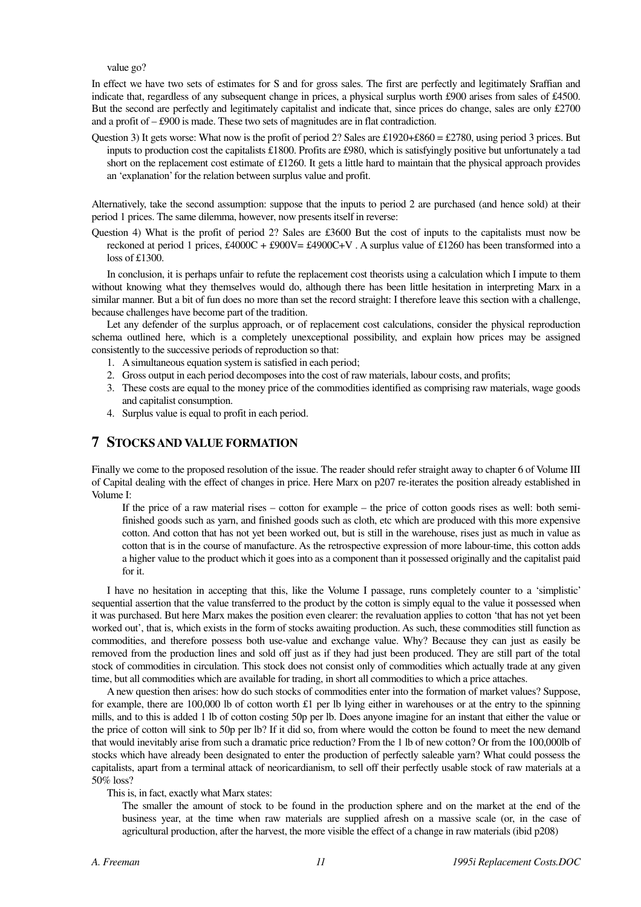value go?

In effect we have two sets of estimates for S and for gross sales. The first are perfectly and legitimately Sraffian and indicate that, regardless of any subsequent change in prices, a physical surplus worth £900 arises from sales of £4500. But the second are perfectly and legitimately capitalist and indicate that, since prices do change, sales are only £2700 and a profit of – £900 is made. These two sets of magnitudes are in flat contradiction.

Question 3) It gets worse: What now is the profit of period 2? Sales are £1920+£860 = £2780, using period 3 prices. But inputs to production cost the capitalists £1800. Profits are £980, which is satisfyingly positive but unfortunately a tad short on the replacement cost estimate of £1260. It gets a little hard to maintain that the physical approach provides an 'explanation' for the relation between surplus value and profit.

Alternatively, take the second assumption: suppose that the inputs to period 2 are purchased (and hence sold) at their period 1 prices. The same dilemma, however, now presents itself in reverse:

Question 4) What is the profit of period 2? Sales are £3600 But the cost of inputs to the capitalists must now be reckoned at period 1 prices, £4000C + £900V= £4900C+V . A surplus value of £1260 has been transformed into a loss of £1300.

In conclusion, it is perhaps unfair to refute the replacement cost theorists using a calculation which I impute to them without knowing what they themselves would do, although there has been little hesitation in interpreting Marx in a similar manner. But a bit of fun does no more than set the record straight: I therefore leave this section with a challenge, because challenges have become part of the tradition.

Let any defender of the surplus approach, or of replacement cost calculations, consider the physical reproduction schema outlined here, which is a completely unexceptional possibility, and explain how prices may be assigned consistently to the successive periods of reproduction so that:

1. A simultaneous equation system is satisfied in each period;
2. Gross output in each period decomposes into the cost of raw materials, labour costs, and profits;
3. These costs are equal to the money price of the commodities identified as comprising raw materials, wage goods and capitalist consumption.
4. Surplus value is equal to profit in each period.

## 7 STOCKS AND VALUE FORMATION

Finally we come to the proposed resolution of the issue. The reader should refer straight away to chapter 6 of Volume III of Capital dealing with the effect of changes in price. Here Marx on p207 re-iterates the position already established in Volume I:

> If the price of a raw material rises – cotton for example – the price of cotton goods rises as well: both semi-finished goods such as yarn, and finished goods such as cloth, etc which are produced with this more expensive cotton. And cotton that has not yet been worked out, but is still in the warehouse, rises just as much in value as cotton that is in the course of manufacture. As the retrospective expression of more labour-time, this cotton adds a higher value to the product which it goes into as a component than it possessed originally and the capitalist paid for it.

I have no hesitation in accepting that this, like the Volume I passage, runs completely counter to a 'simplistic' sequential assertion that the value transferred to the product by the cotton is simply equal to the value it possessed when it was purchased. But here Marx makes the position even clearer: the revaluation applies to cotton 'that has not yet been worked out', that is, which exists in the form of stocks awaiting production. As such, these commodities still function as commodities, and therefore possess both use-value and exchange value. Why? Because they can just as easily be removed from the production lines and sold off just as if they had just been produced. They are still part of the total stock of commodities in circulation. This stock does not consist only of commodities which actually trade at any given time, but all commodities which are available for trading, in short all commodities to which a price attaches.

A new question then arises: how do such stocks of commodities enter into the formation of market values? Suppose, for example, there are 100,000 lb of cotton worth £1 per lb lying either in warehouses or at the entry to the spinning mills, and to this is added 1 lb of cotton costing 50p per lb. Does anyone imagine for an instant that either the value or the price of cotton will sink to 50p per lb? If it did so, from where would the cotton be found to meet the new demand that would inevitably arise from such a dramatic price reduction? From the 1 lb of new cotton? Or from the 100,000lb of stocks which have already been designated to enter the production of perfectly saleable yarn? What could possess the capitalists, apart from a terminal attack of neoricardianism, to sell off their perfectly usable stock of raw materials at a 50% loss?

This is, in fact, exactly what Marx states:

> The smaller the amount of stock to be found in the production sphere and on the market at the end of the business year, at the time when raw materials are supplied afresh on a massive scale (or, in the case of agricultural production, after the harvest, the more visible the effect of a change in raw materials (ibid p208)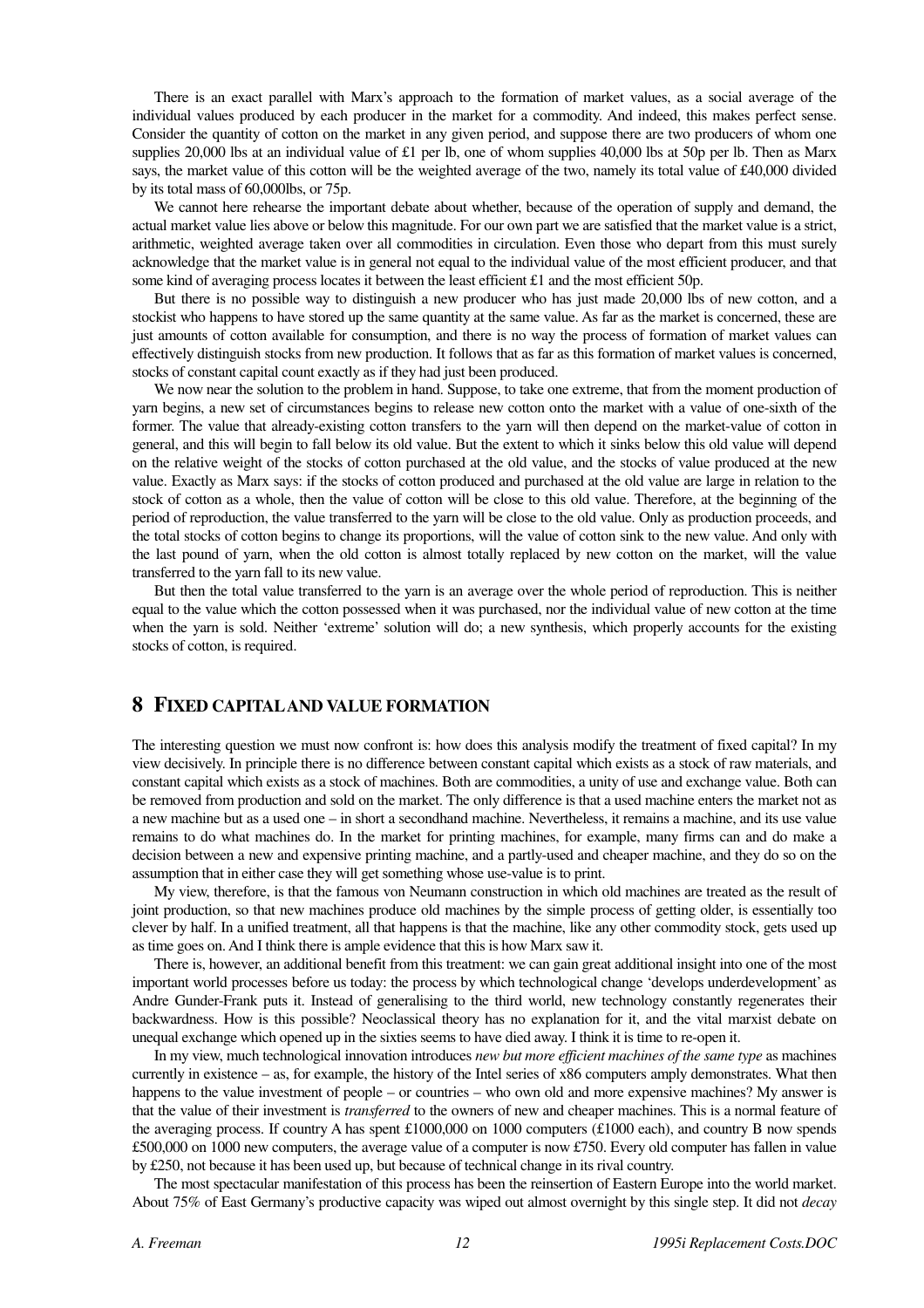There is an exact parallel with Marx's approach to the formation of market values, as a social average of the individual values produced by each producer in the market for a commodity. And indeed, this makes perfect sense. Consider the quantity of cotton on the market in any given period, and suppose there are two producers of whom one supplies 20,000 lbs at an individual value of £1 per lb, one of whom supplies 40,000 lbs at 50p per lb. Then as Marx says, the market value of this cotton will be the weighted average of the two, namely its total value of £40,000 divided by its total mass of 60,000lbs, or 75p.

We cannot here rehearse the important debate about whether, because of the operation of supply and demand, the actual market value lies above or below this magnitude. For our own part we are satisfied that the market value is a strict, arithmetic, weighted average taken over all commodities in circulation. Even those who depart from this must surely acknowledge that the market value is in general not equal to the individual value of the most efficient producer, and that some kind of averaging process locates it between the least efficient £1 and the most efficient 50p.

But there is no possible way to distinguish a new producer who has just made 20,000 lbs of new cotton, and a stockist who happens to have stored up the same quantity at the same value. As far as the market is concerned, these are just amounts of cotton available for consumption, and there is no way the process of formation of market values can effectively distinguish stocks from new production. It follows that as far as this formation of market values is concerned, stocks of constant capital count exactly as if they had just been produced.

We now near the solution to the problem in hand. Suppose, to take one extreme, that from the moment production of yarn begins, a new set of circumstances begins to release new cotton onto the market with a value of one-sixth of the former. The value that already-existing cotton transfers to the yarn will then depend on the market-value of cotton in general, and this will begin to fall below its old value. But the extent to which it sinks below this old value will depend on the relative weight of the stocks of cotton purchased at the old value, and the stocks of value produced at the new value. Exactly as Marx says: if the stocks of cotton produced and purchased at the old value are large in relation to the stock of cotton as a whole, then the value of cotton will be close to this old value. Therefore, at the beginning of the period of reproduction, the value transferred to the yarn will be close to the old value. Only as production proceeds, and the total stocks of cotton begins to change its proportions, will the value of cotton sink to the new value. And only with the last pound of yarn, when the old cotton is almost totally replaced by new cotton on the market, will the value transferred to the yarn fall to its new value.

But then the total value transferred to the yarn is an average over the whole period of reproduction. This is neither equal to the value which the cotton possessed when it was purchased, nor the individual value of new cotton at the time when the yarn is sold. Neither 'extreme' solution will do; a new synthesis, which properly accounts for the existing stocks of cotton, is required.

## 8 Fixed capital and value formation

The interesting question we must now confront is: how does this analysis modify the treatment of fixed capital? In my view decisively. In principle there is no difference between constant capital which exists as a stock of raw materials, and constant capital which exists as a stock of machines. Both are commodities, a unity of use and exchange value. Both can be removed from production and sold on the market. The only difference is that a used machine enters the market not as a new machine but as a used one – in short a secondhand machine. Nevertheless, it remains a machine, and its use value remains to do what machines do. In the market for printing machines, for example, many firms can and do make a decision between a new and expensive printing machine, and a partly-used and cheaper machine, and they do so on the assumption that in either case they will get something whose use-value is to print.

My view, therefore, is that the famous von Neumann construction in which old machines are treated as the result of joint production, so that new machines produce old machines by the simple process of getting older, is essentially too clever by half. In a unified treatment, all that happens is that the machine, like any other commodity stock, gets used up as time goes on. And I think there is ample evidence that this is how Marx saw it.

There is, however, an additional benefit from this treatment: we can gain great additional insight into one of the most important world processes before us today: the process by which technological change 'develops underdevelopment' as Andre Gunder-Frank puts it. Instead of generalising to the third world, new technology constantly regenerates their backwardness. How is this possible? Neoclassical theory has no explanation for it, and the vital marxist debate on unequal exchange which opened up in the sixties seems to have died away. I think it is time to re-open it.

In my view, much technological innovation introduces *new but more efficient machines of the same type* as machines currently in existence – as, for example, the history of the Intel series of x86 computers amply demonstrates. What then happens to the value investment of people – or countries – who own old and more expensive machines? My answer is that the value of their investment is *transferred* to the owners of new and cheaper machines. This is a normal feature of the averaging process. If country A has spent £1000,000 on 1000 computers (£1000 each), and country B now spends £500,000 on 1000 new computers, the average value of a computer is now £750. Every old computer has fallen in value by £250, not because it has been used up, but because of technical change in its rival country.

The most spectacular manifestation of this process has been the reinsertion of Eastern Europe into the world market. About 75% of East Germany's productive capacity was wiped out almost overnight by this single step. It did not *decay*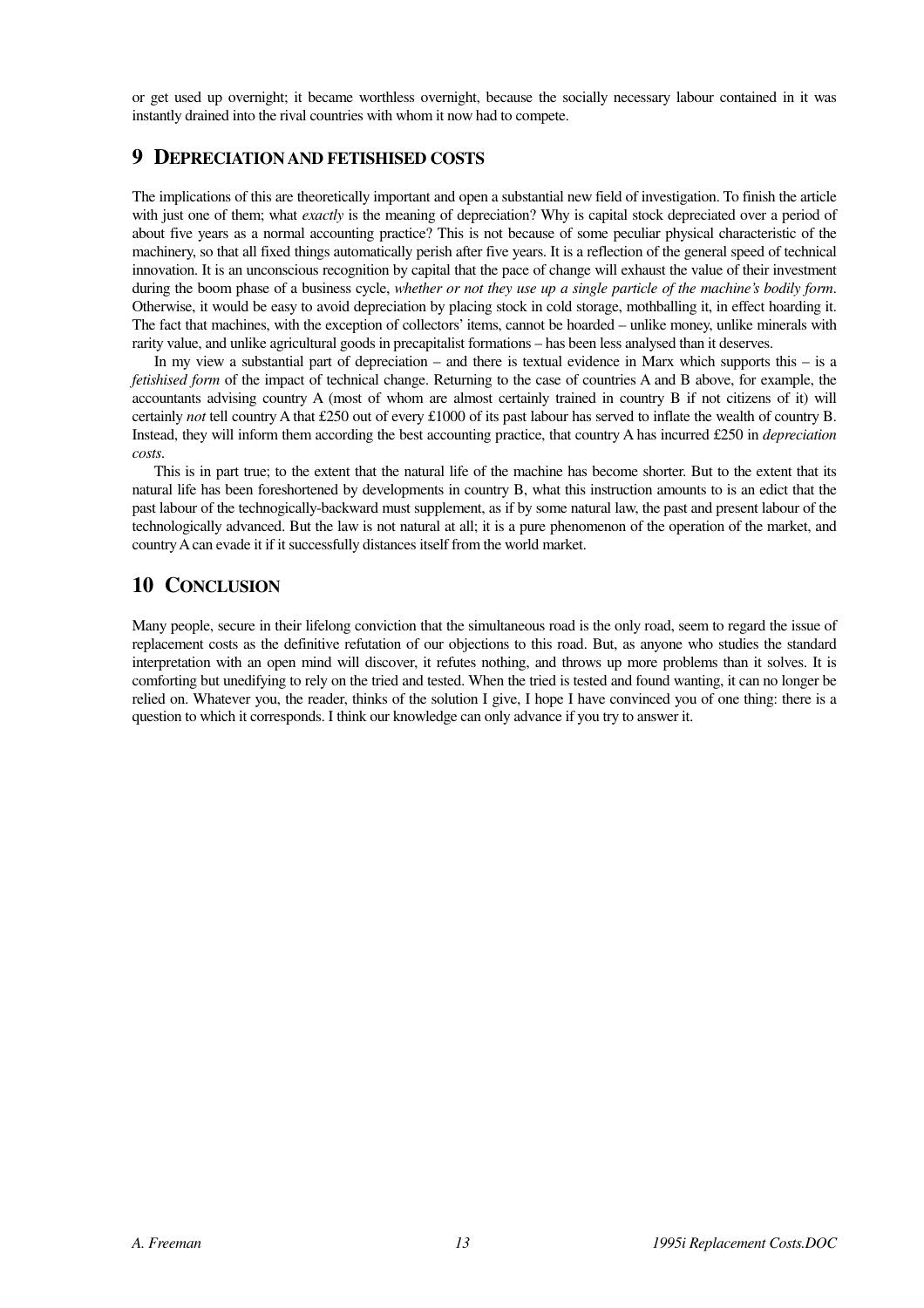or get used up overnight; it became worthless overnight, because the socially necessary labour contained in it was instantly drained into the rival countries with whom it now had to compete.

## 9 Depreciation and fetishised costs

The implications of this are theoretically important and open a substantial new field of investigation. To finish the article with just one of them; what *exactly* is the meaning of depreciation? Why is capital stock depreciated over a period of about five years as a normal accounting practice? This is not because of some peculiar physical characteristic of the machinery, so that all fixed things automatically perish after five years. It is a reflection of the general speed of technical innovation. It is an unconscious recognition by capital that the pace of change will exhaust the value of their investment during the boom phase of a business cycle, *whether or not they use up a single particle of the machine's bodily form*. Otherwise, it would be easy to avoid depreciation by placing stock in cold storage, mothballing it, in effect hoarding it. The fact that machines, with the exception of collectors' items, cannot be hoarded – unlike money, unlike minerals with rarity value, and unlike agricultural goods in precapitalist formations – has been less analysed than it deserves.

In my view a substantial part of depreciation – and there is textual evidence in Marx which supports this – is a *fetishised form* of the impact of technical change. Returning to the case of countries A and B above, for example, the accountants advising country A (most of whom are almost certainly trained in country B if not citizens of it) will certainly *not* tell country A that £250 out of every £1000 of its past labour has served to inflate the wealth of country B. Instead, they will inform them according the best accounting practice, that country A has incurred £250 in *depreciation costs*.

This is in part true; to the extent that the natural life of the machine has become shorter. But to the extent that its natural life has been foreshortened by developments in country B, what this instruction amounts to is an edict that the past labour of the technogically-backward must supplement, as if by some natural law, the past and present labour of the technologically advanced. But the law is not natural at all; it is a pure phenomenon of the operation of the market, and country A can evade it if it successfully distances itself from the world market.

## 10 Conclusion

Many people, secure in their lifelong conviction that the simultaneous road is the only road, seem to regard the issue of replacement costs as the definitive refutation of our objections to this road. But, as anyone who studies the standard interpretation with an open mind will discover, it refutes nothing, and throws up more problems than it solves. It is comforting but unedifying to rely on the tried and tested. When the tried is tested and found wanting, it can no longer be relied on. Whatever you, the reader, thinks of the solution I give, I hope I have convinced you of one thing: there is a question to which it corresponds. I think our knowledge can only advance if you try to answer it.